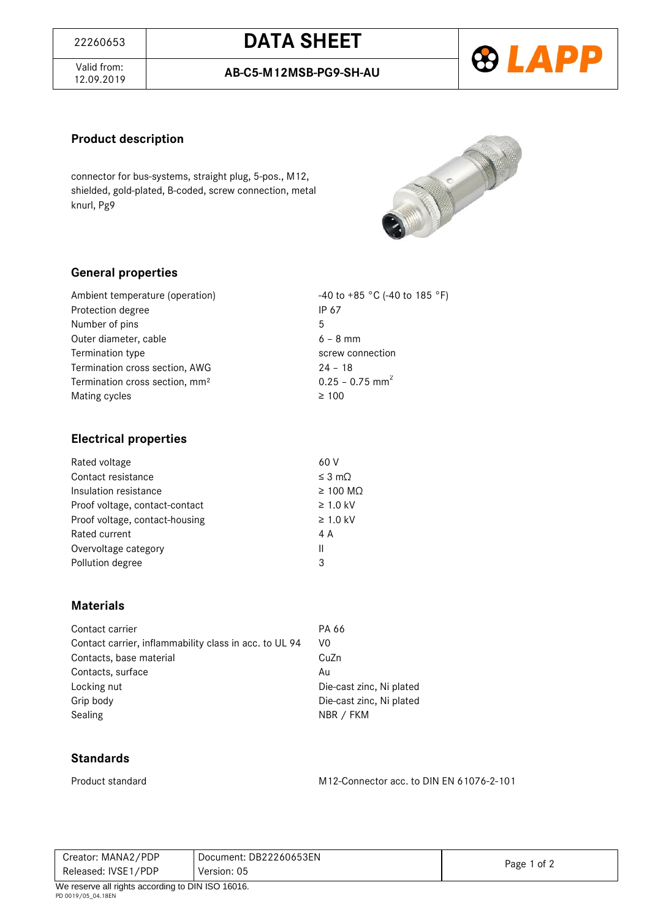| 22260653 | **DATA SHEET** |
| --- | --- |
| Valid from: 12.09.2019 | **AB-C5-M12MSB-PG9-SH-AU** |

## Product description

connector for bus-systems, straight plug, 5-pos., M12, shielded, gold-plated, B-coded, screw connection, metal knurl, Pg9

## General properties

| | |
| --- | --- |
| Ambient temperature (operation) | -40 to +85 °C (-40 to 185 °F) |
| Protection degree | IP 67 |
| Number of pins | 5 |
| Outer diameter, cable | 6 – 8 mm |
| Termination type | screw connection |
| Termination cross section, AWG | 24 – 18 |
| Termination cross section, mm² | 0.25 – 0.75 mm² |
| Mating cycles | ≥ 100 |

## Electrical properties

| | |
| --- | --- |
| Rated voltage | 60 V |
| Contact resistance | ≤ 3 mΩ |
| Insulation resistance | ≥ 100 MΩ |
| Proof voltage, contact-contact | ≥ 1.0 kV |
| Proof voltage, contact-housing | ≥ 1.0 kV |
| Rated current | 4 A |
| Overvoltage category | II |
| Pollution degree | 3 |

## Materials

| | |
| --- | --- |
| Contact carrier | PA 66 |
| Contact carrier, inflammability class in acc. to UL 94 | V0 |
| Contacts, base material | CuZn |
| Contacts, surface | Au |
| Locking nut | Die-cast zinc, Ni plated |
| Grip body | Die-cast zinc, Ni plated |
| Sealing | NBR / FKM |

## Standards

| | |
| --- | --- |
| Product standard | M12-Connector acc. to DIN EN 61076-2-101 |

| Creator: MANA2/PDP | Document: DB22260653EN |
| --- | --- |
| Released: IVSE1/PDP | Version: 05 |

We reserve all rights according to DIN ISO 16016.

PD 0019/05_04.18EN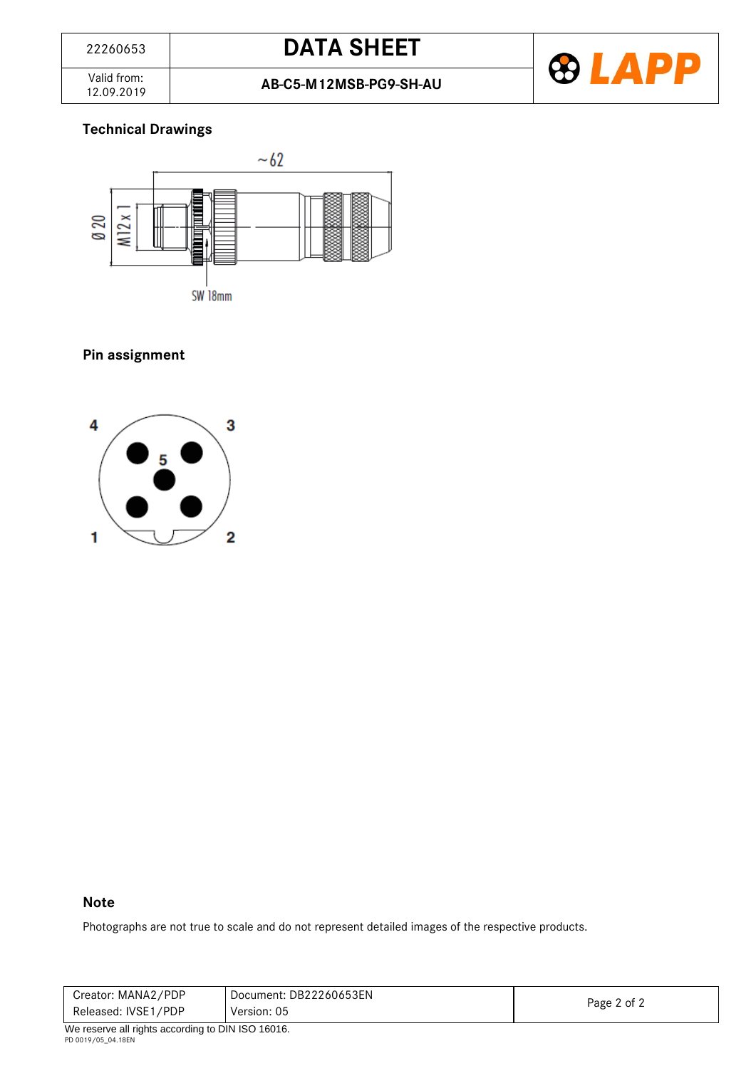## Technical Drawings

~62

Ø 20

M12 x 1

SW 18mm

## Pin assignment

4 3

5

1 2

## Note

Photographs are not true to scale and do not represent detailed images of the respective products.